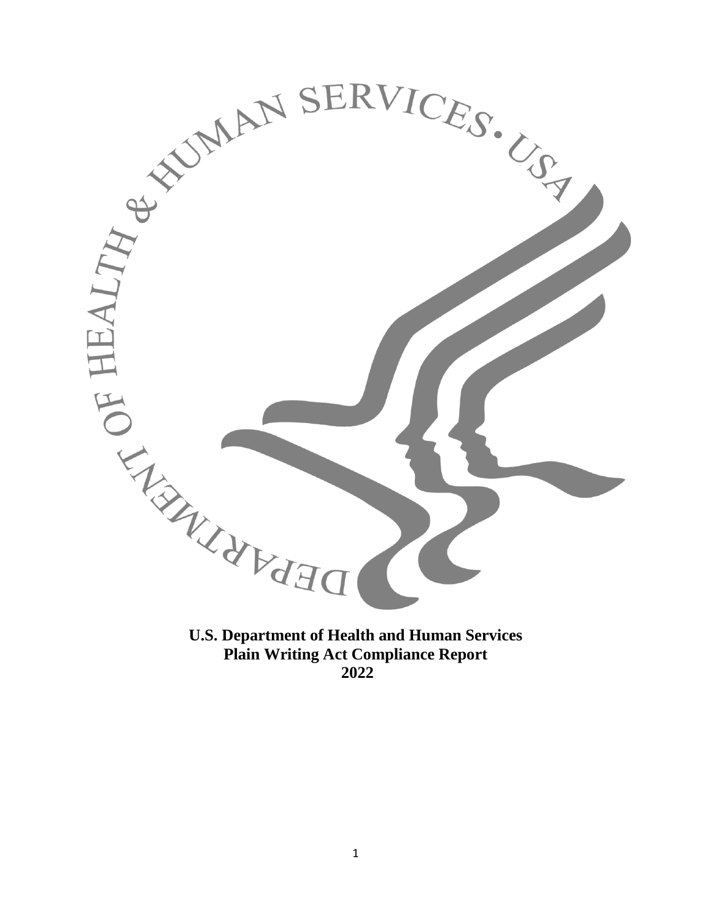**U.S. Department of Health and Human Services**
**Plain Writing Act Compliance Report**
**2022**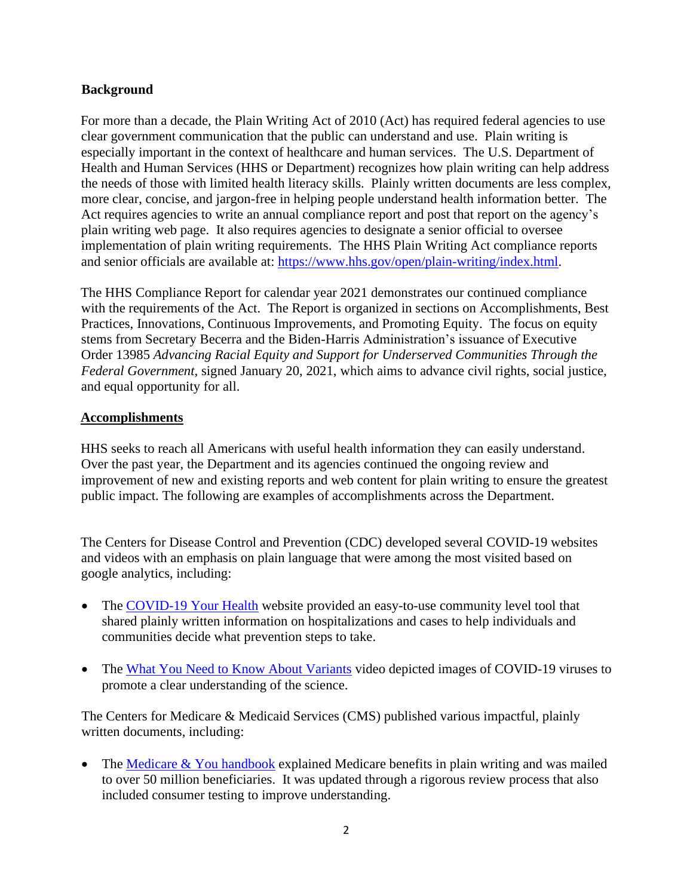**Background**

For more than a decade, the Plain Writing Act of 2010 (Act) has required federal agencies to use clear government communication that the public can understand and use. Plain writing is especially important in the context of healthcare and human services. The U.S. Department of Health and Human Services (HHS or Department) recognizes how plain writing can help address the needs of those with limited health literacy skills. Plainly written documents are less complex, more clear, concise, and jargon-free in helping people understand health information better. The Act requires agencies to write an annual compliance report and post that report on the agency's plain writing web page. It also requires agencies to designate a senior official to oversee implementation of plain writing requirements. The HHS Plain Writing Act compliance reports and senior officials are available at: [https://www.hhs.gov/open/plain-writing/index.html](https://www.hhs.gov/open/plain-writing/index.html).

The HHS Compliance Report for calendar year 2021 demonstrates our continued compliance with the requirements of the Act. The Report is organized in sections on Accomplishments, Best Practices, Innovations, Continuous Improvements, and Promoting Equity. The focus on equity stems from Secretary Becerra and the Biden-Harris Administration's issuance of Executive Order 13985 *Advancing Racial Equity and Support for Underserved Communities Through the Federal Government*, signed January 20, 2021, which aims to advance civil rights, social justice, and equal opportunity for all.

**Accomplishments**

HHS seeks to reach all Americans with useful health information they can easily understand. Over the past year, the Department and its agencies continued the ongoing review and improvement of new and existing reports and web content for plain writing to ensure the greatest public impact. The following are examples of accomplishments across the Department.

The Centers for Disease Control and Prevention (CDC) developed several COVID-19 websites and videos with an emphasis on plain language that were among the most visited based on google analytics, including:

- The COVID-19 Your Health website provided an easy-to-use community level tool that shared plainly written information on hospitalizations and cases to help individuals and communities decide what prevention steps to take.
- The What You Need to Know About Variants video depicted images of COVID-19 viruses to promote a clear understanding of the science.

The Centers for Medicare & Medicaid Services (CMS) published various impactful, plainly written documents, including:

- The Medicare & You handbook explained Medicare benefits in plain writing and was mailed to over 50 million beneficiaries. It was updated through a rigorous review process that also included consumer testing to improve understanding.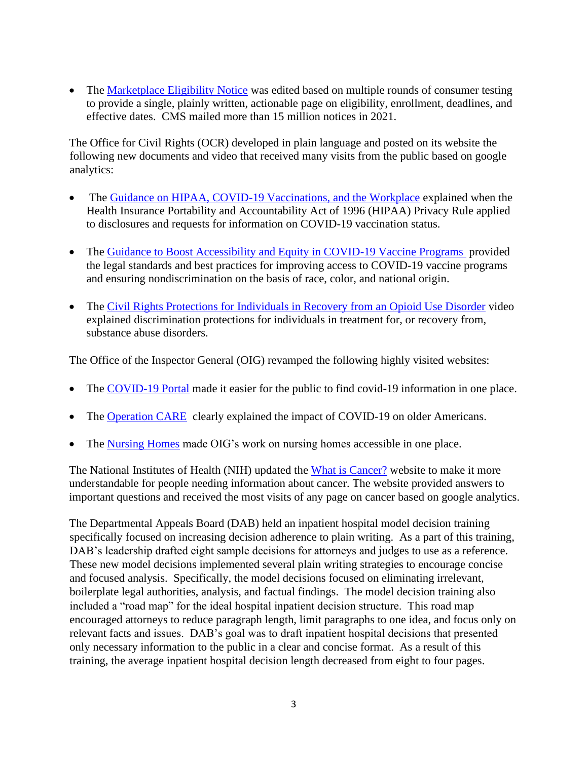- The Marketplace Eligibility Notice was edited based on multiple rounds of consumer testing to provide a single, plainly written, actionable page on eligibility, enrollment, deadlines, and effective dates. CMS mailed more than 15 million notices in 2021.

The Office for Civil Rights (OCR) developed in plain language and posted on its website the following new documents and video that received many visits from the public based on google analytics:

- The Guidance on HIPAA, COVID-19 Vaccinations, and the Workplace explained when the Health Insurance Portability and Accountability Act of 1996 (HIPAA) Privacy Rule applied to disclosures and requests for information on COVID-19 vaccination status.

- The Guidance to Boost Accessibility and Equity in COVID-19 Vaccine Programs provided the legal standards and best practices for improving access to COVID-19 vaccine programs and ensuring nondiscrimination on the basis of race, color, and national origin.

- The Civil Rights Protections for Individuals in Recovery from an Opioid Use Disorder video explained discrimination protections for individuals in treatment for, or recovery from, substance abuse disorders.

The Office of the Inspector General (OIG) revamped the following highly visited websites:

- The COVID-19 Portal made it easier for the public to find covid-19 information in one place.

- The Operation CARE clearly explained the impact of COVID-19 on older Americans.

- The Nursing Homes made OIG's work on nursing homes accessible in one place.

The National Institutes of Health (NIH) updated the What is Cancer? website to make it more understandable for people needing information about cancer. The website provided answers to important questions and received the most visits of any page on cancer based on google analytics.

The Departmental Appeals Board (DAB) held an inpatient hospital model decision training specifically focused on increasing decision adherence to plain writing. As a part of this training, DAB's leadership drafted eight sample decisions for attorneys and judges to use as a reference. These new model decisions implemented several plain writing strategies to encourage concise and focused analysis. Specifically, the model decisions focused on eliminating irrelevant, boilerplate legal authorities, analysis, and factual findings. The model decision training also included a "road map" for the ideal hospital inpatient decision structure. This road map encouraged attorneys to reduce paragraph length, limit paragraphs to one idea, and focus only on relevant facts and issues. DAB's goal was to draft inpatient hospital decisions that presented only necessary information to the public in a clear and concise format. As a result of this training, the average inpatient hospital decision length decreased from eight to four pages.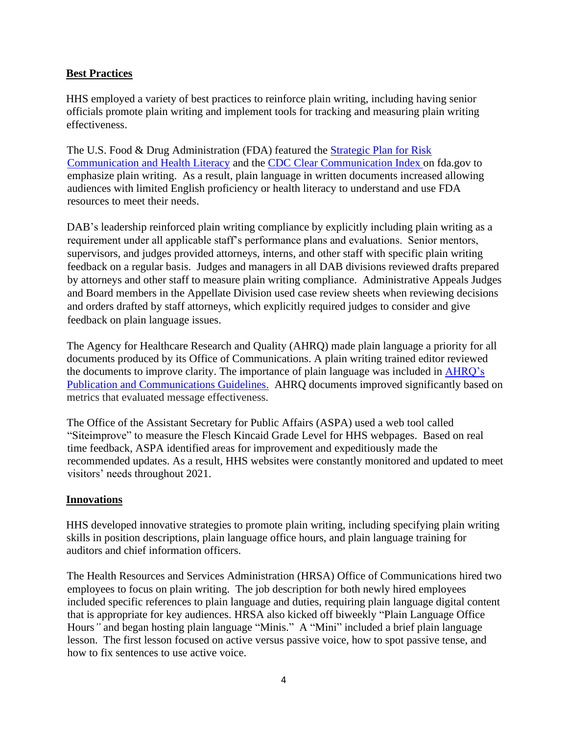## Best Practices

HHS employed a variety of best practices to reinforce plain writing, including having senior officials promote plain writing and implement tools for tracking and measuring plain writing effectiveness.

The U.S. Food & Drug Administration (FDA) featured the Strategic Plan for Risk Communication and Health Literacy and the CDC Clear Communication Index on fda.gov to emphasize plain writing. As a result, plain language in written documents increased allowing audiences with limited English proficiency or health literacy to understand and use FDA resources to meet their needs.

DAB's leadership reinforced plain writing compliance by explicitly including plain writing as a requirement under all applicable staff's performance plans and evaluations. Senior mentors, supervisors, and judges provided attorneys, interns, and other staff with specific plain writing feedback on a regular basis. Judges and managers in all DAB divisions reviewed drafts prepared by attorneys and other staff to measure plain writing compliance. Administrative Appeals Judges and Board members in the Appellate Division used case review sheets when reviewing decisions and orders drafted by staff attorneys, which explicitly required judges to consider and give feedback on plain language issues.

The Agency for Healthcare Research and Quality (AHRQ) made plain language a priority for all documents produced by its Office of Communications. A plain writing trained editor reviewed the documents to improve clarity. The importance of plain language was included in AHRQ's Publication and Communications Guidelines. AHRQ documents improved significantly based on metrics that evaluated message effectiveness.

The Office of the Assistant Secretary for Public Affairs (ASPA) used a web tool called "Siteimprove" to measure the Flesch Kincaid Grade Level for HHS webpages. Based on real time feedback, ASPA identified areas for improvement and expeditiously made the recommended updates. As a result, HHS websites were constantly monitored and updated to meet visitors' needs throughout 2021.

## Innovations

HHS developed innovative strategies to promote plain writing, including specifying plain writing skills in position descriptions, plain language office hours, and plain language training for auditors and chief information officers.

The Health Resources and Services Administration (HRSA) Office of Communications hired two employees to focus on plain writing. The job description for both newly hired employees included specific references to plain language and duties, requiring plain language digital content that is appropriate for key audiences. HRSA also kicked off biweekly "Plain Language Office Hours" and began hosting plain language "Minis." A "Mini" included a brief plain language lesson. The first lesson focused on active versus passive voice, how to spot passive tense, and how to fix sentences to use active voice.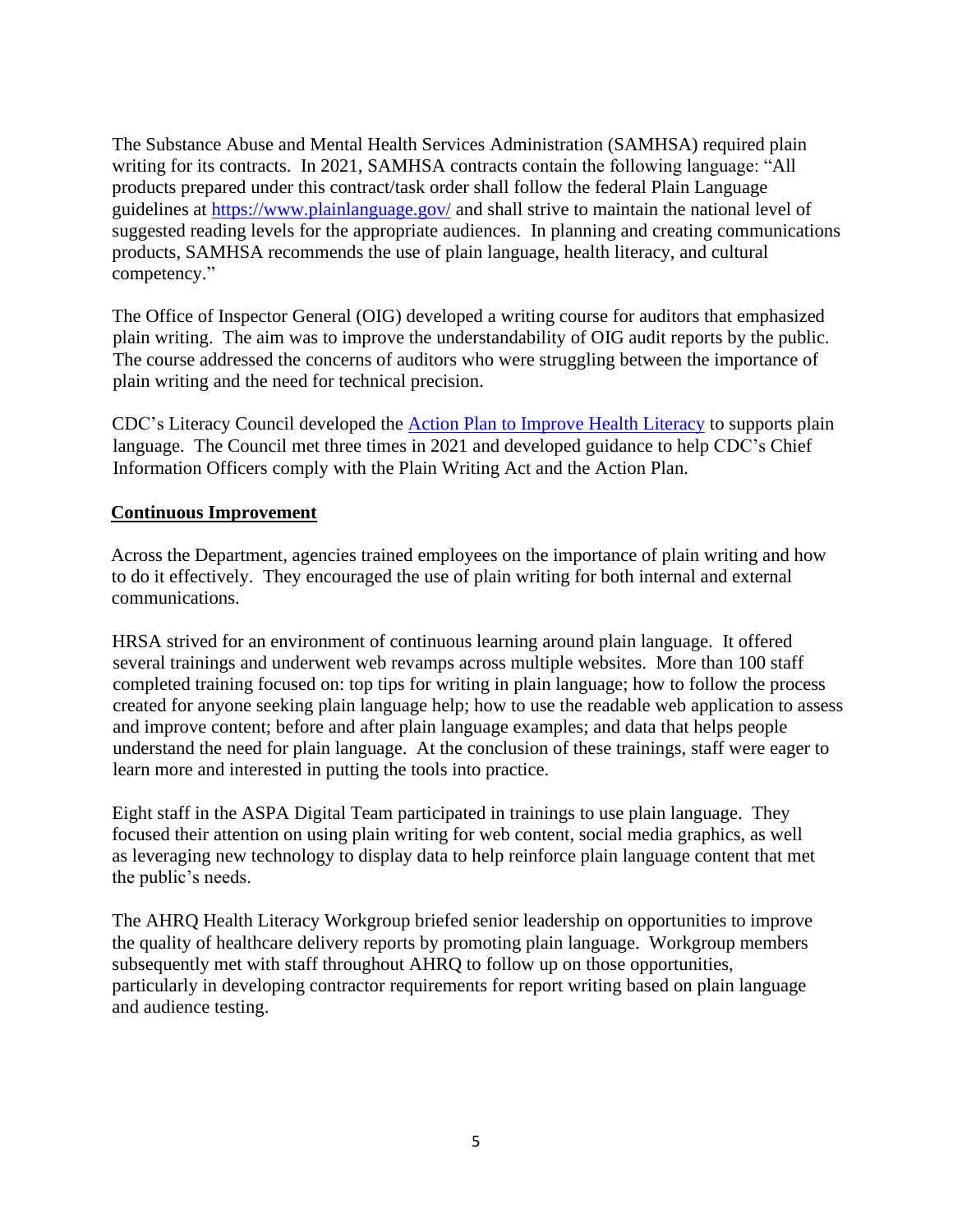The Substance Abuse and Mental Health Services Administration (SAMHSA) required plain writing for its contracts. In 2021, SAMHSA contracts contain the following language: "All products prepared under this contract/task order shall follow the federal Plain Language guidelines at [https://www.plainlanguage.gov/](https://www.plainlanguage.gov/) and shall strive to maintain the national level of suggested reading levels for the appropriate audiences. In planning and creating communications products, SAMHSA recommends the use of plain language, health literacy, and cultural competency."

The Office of Inspector General (OIG) developed a writing course for auditors that emphasized plain writing. The aim was to improve the understandability of OIG audit reports by the public. The course addressed the concerns of auditors who were struggling between the importance of plain writing and the need for technical precision.

CDC's Literacy Council developed the [Action Plan to Improve Health Literacy]() to supports plain language. The Council met three times in 2021 and developed guidance to help CDC's Chief Information Officers comply with the Plain Writing Act and the Action Plan.

## Continuous Improvement

Across the Department, agencies trained employees on the importance of plain writing and how to do it effectively. They encouraged the use of plain writing for both internal and external communications.

HRSA strived for an environment of continuous learning around plain language. It offered several trainings and underwent web revamps across multiple websites. More than 100 staff completed training focused on: top tips for writing in plain language; how to follow the process created for anyone seeking plain language help; how to use the readable web application to assess and improve content; before and after plain language examples; and data that helps people understand the need for plain language. At the conclusion of these trainings, staff were eager to learn more and interested in putting the tools into practice.

Eight staff in the ASPA Digital Team participated in trainings to use plain language. They focused their attention on using plain writing for web content, social media graphics, as well as leveraging new technology to display data to help reinforce plain language content that met the public's needs.

The AHRQ Health Literacy Workgroup briefed senior leadership on opportunities to improve the quality of healthcare delivery reports by promoting plain language. Workgroup members subsequently met with staff throughout AHRQ to follow up on those opportunities, particularly in developing contractor requirements for report writing based on plain language and audience testing.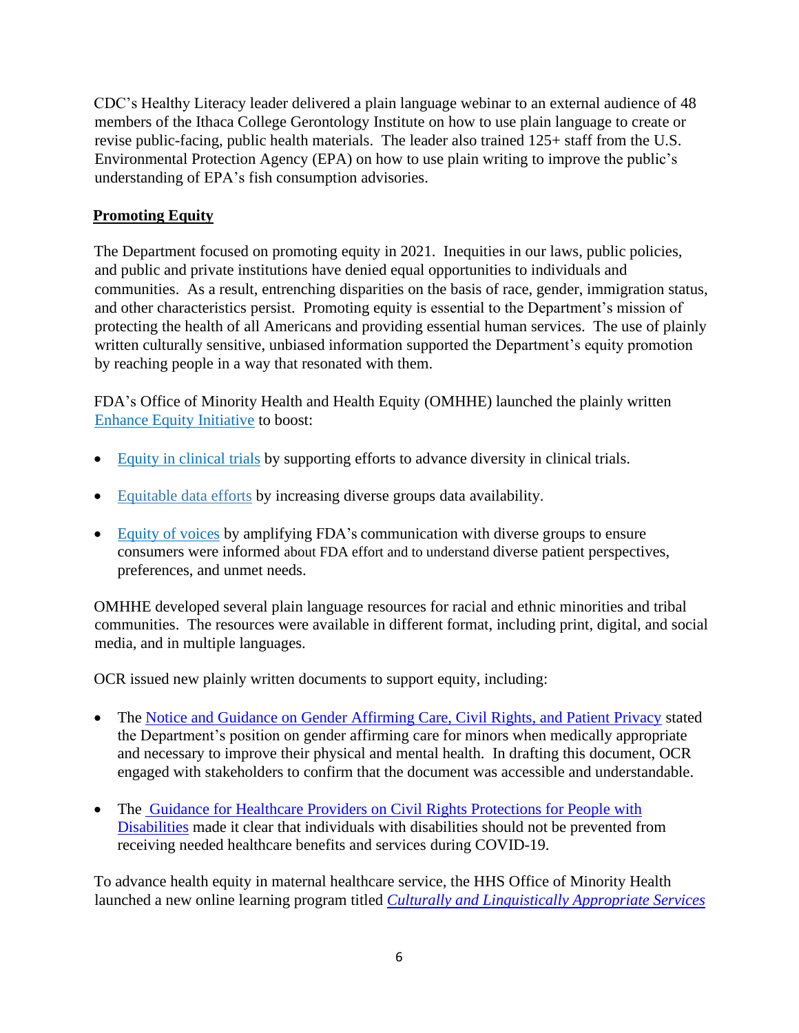CDC's Healthy Literacy leader delivered a plain language webinar to an external audience of 48 members of the Ithaca College Gerontology Institute on how to use plain language to create or revise public-facing, public health materials. The leader also trained 125+ staff from the U.S. Environmental Protection Agency (EPA) on how to use plain writing to improve the public's understanding of EPA's fish consumption advisories.

## Promoting Equity

The Department focused on promoting equity in 2021. Inequities in our laws, public policies, and public and private institutions have denied equal opportunities to individuals and communities. As a result, entrenching disparities on the basis of race, gender, immigration status, and other characteristics persist. Promoting equity is essential to the Department's mission of protecting the health of all Americans and providing essential human services. The use of plainly written culturally sensitive, unbiased information supported the Department's equity promotion by reaching people in a way that resonated with them.

FDA's Office of Minority Health and Health Equity (OMHHE) launched the plainly written Enhance Equity Initiative to boost:

- Equity in clinical trials by supporting efforts to advance diversity in clinical trials.
- Equitable data efforts by increasing diverse groups data availability.
- Equity of voices by amplifying FDA's communication with diverse groups to ensure consumers were informed about FDA effort and to understand diverse patient perspectives, preferences, and unmet needs.

OMHHE developed several plain language resources for racial and ethnic minorities and tribal communities. The resources were available in different format, including print, digital, and social media, and in multiple languages.

OCR issued new plainly written documents to support equity, including:

- The Notice and Guidance on Gender Affirming Care, Civil Rights, and Patient Privacy stated the Department's position on gender affirming care for minors when medically appropriate and necessary to improve their physical and mental health. In drafting this document, OCR engaged with stakeholders to confirm that the document was accessible and understandable.
- The Guidance for Healthcare Providers on Civil Rights Protections for People with Disabilities made it clear that individuals with disabilities should not be prevented from receiving needed healthcare benefits and services during COVID-19.

To advance health equity in maternal healthcare service, the HHS Office of Minority Health launched a new online learning program titled *Culturally and Linguistically Appropriate Services*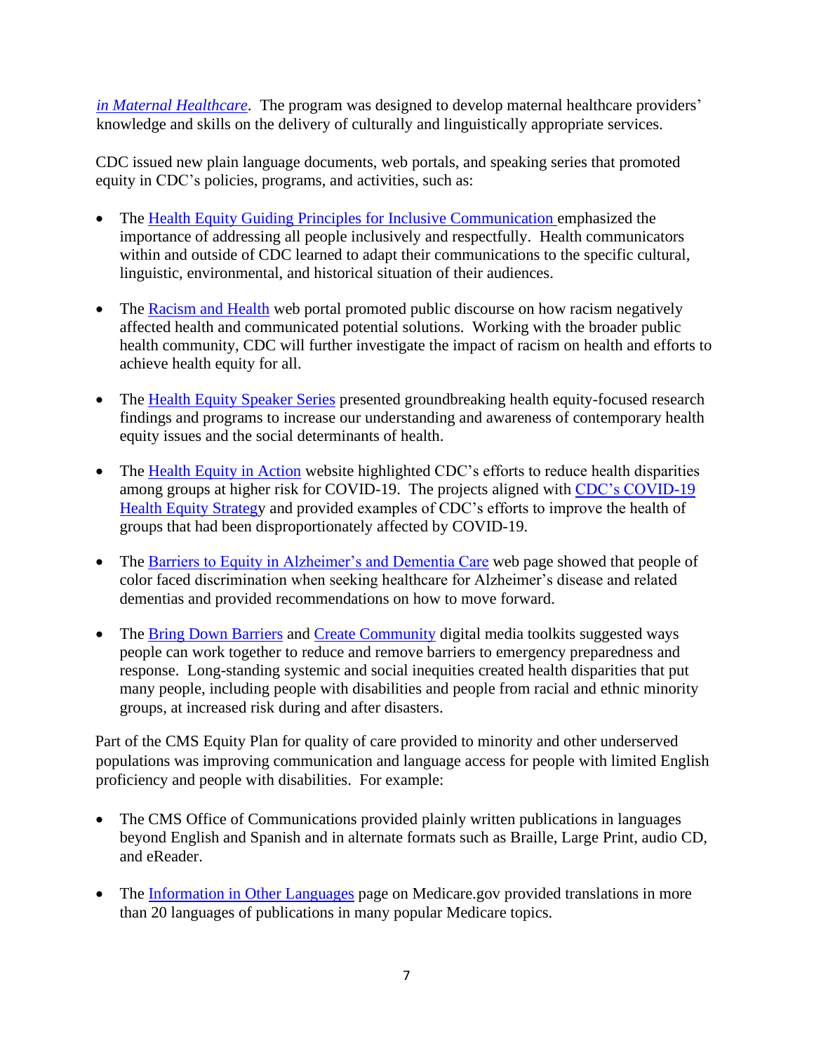*in Maternal Healthcare*. The program was designed to develop maternal healthcare providers' knowledge and skills on the delivery of culturally and linguistically appropriate services.

CDC issued new plain language documents, web portals, and speaking series that promoted equity in CDC's policies, programs, and activities, such as:

- The Health Equity Guiding Principles for Inclusive Communication emphasized the importance of addressing all people inclusively and respectfully. Health communicators within and outside of CDC learned to adapt their communications to the specific cultural, linguistic, environmental, and historical situation of their audiences.

- The Racism and Health web portal promoted public discourse on how racism negatively affected health and communicated potential solutions. Working with the broader public health community, CDC will further investigate the impact of racism on health and efforts to achieve health equity for all.

- The Health Equity Speaker Series presented groundbreaking health equity-focused research findings and programs to increase our understanding and awareness of contemporary health equity issues and the social determinants of health.

- The Health Equity in Action website highlighted CDC's efforts to reduce health disparities among groups at higher risk for COVID-19. The projects aligned with CDC's COVID-19 Health Equity Strategy and provided examples of CDC's efforts to improve the health of groups that had been disproportionately affected by COVID-19.

- The Barriers to Equity in Alzheimer's and Dementia Care web page showed that people of color faced discrimination when seeking healthcare for Alzheimer's disease and related dementias and provided recommendations on how to move forward.

- The Bring Down Barriers and Create Community digital media toolkits suggested ways people can work together to reduce and remove barriers to emergency preparedness and response. Long-standing systemic and social inequities created health disparities that put many people, including people with disabilities and people from racial and ethnic minority groups, at increased risk during and after disasters.

Part of the CMS Equity Plan for quality of care provided to minority and other underserved populations was improving communication and language access for people with limited English proficiency and people with disabilities. For example:

- The CMS Office of Communications provided plainly written publications in languages beyond English and Spanish and in alternate formats such as Braille, Large Print, audio CD, and eReader.

- The Information in Other Languages page on Medicare.gov provided translations in more than 20 languages of publications in many popular Medicare topics.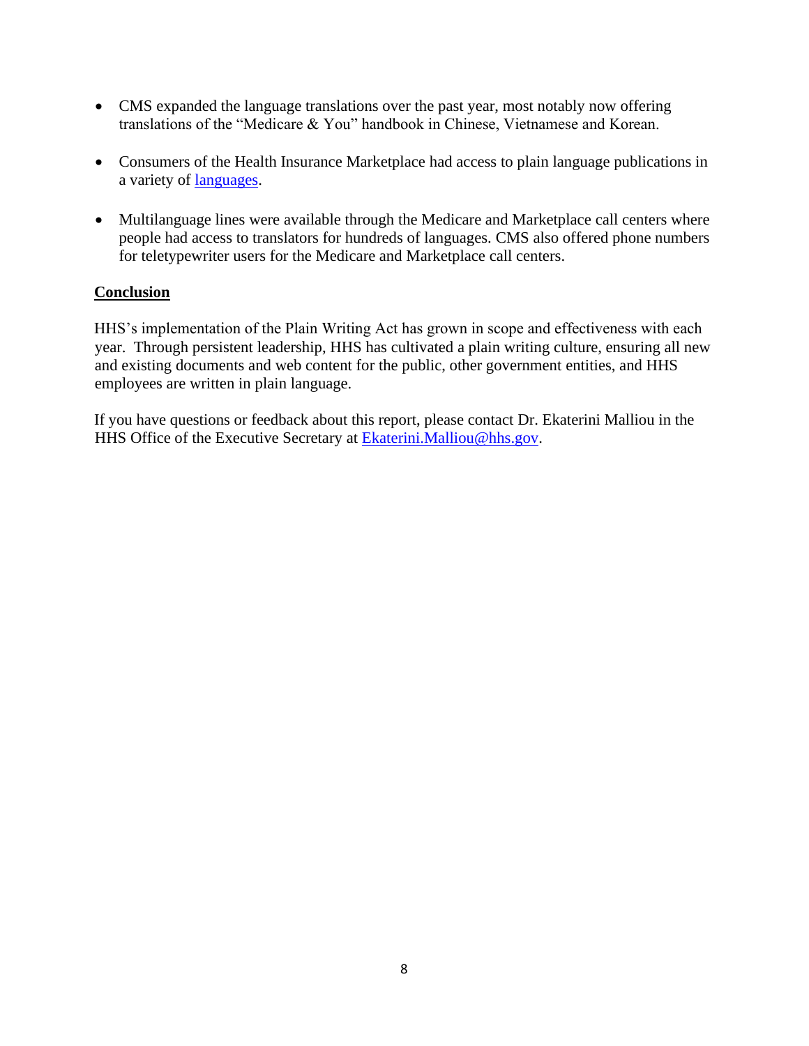- CMS expanded the language translations over the past year, most notably now offering translations of the "Medicare & You" handbook in Chinese, Vietnamese and Korean.

- Consumers of the Health Insurance Marketplace had access to plain language publications in a variety of languages.

- Multilanguage lines were available through the Medicare and Marketplace call centers where people had access to translators for hundreds of languages. CMS also offered phone numbers for teletypewriter users for the Medicare and Marketplace call centers.

## Conclusion

HHS's implementation of the Plain Writing Act has grown in scope and effectiveness with each year. Through persistent leadership, HHS has cultivated a plain writing culture, ensuring all new and existing documents and web content for the public, other government entities, and HHS employees are written in plain language.

If you have questions or feedback about this report, please contact Dr. Ekaterini Malliou in the HHS Office of the Executive Secretary at Ekaterini.Malliou@hhs.gov.